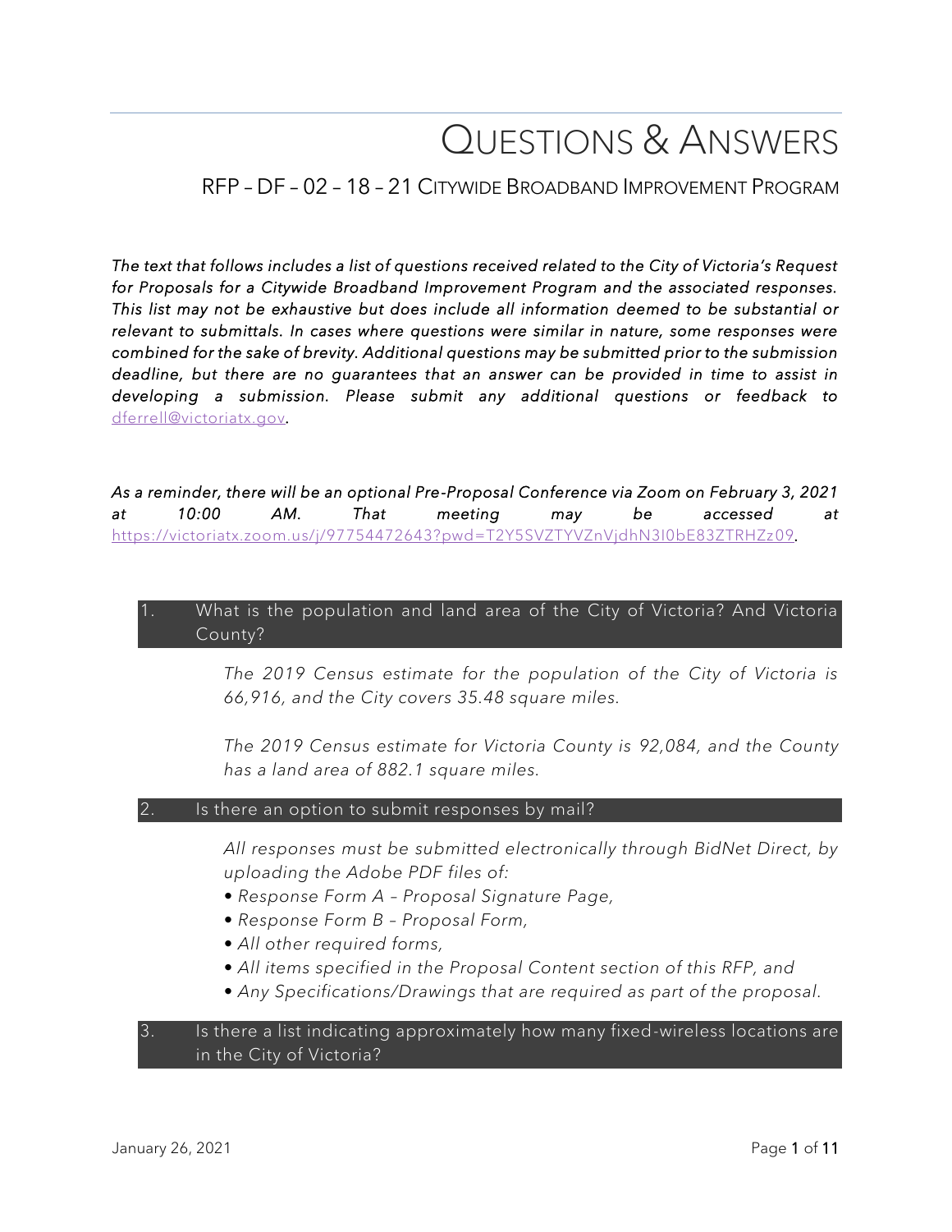# QUESTIONS & ANSWERS

## RFP – DF – 02 – 18 – 21 CITYWIDE BROADBAND IMPROVEMENT PROGRAM

*The text that follows includes a list of questions received related to the City of Victoria's Request for Proposals for a Citywide Broadband Improvement Program and the associated responses. This list may not be exhaustive but does include all information deemed to be substantial or relevant to submittals. In cases where questions were similar in nature, some responses were combined for the sake of brevity. Additional questions may be submitted prior to the submission deadline, but there are no guarantees that an answer can be provided in time to assist in developing a submission. Please submit any additional questions or feedback to* dferrell@victoriatx.gov.

*As a reminder, there will be an optional Pre-Proposal Conference via Zoom on February 3, 2021 at 10:00 AM. That meeting may be accessed at* https://victoriatx.zoom.us/j/97754472643?pwd=T2Y5SVZTYVZnVjdhN3I0bE83ZTRHZz09.

### 1. What is the population and land area of the City of Victoria? And Victoria County?

*The 2019 Census estimate for the population of the City of Victoria is 66,916, and the City covers 35.48 square miles.*

*The 2019 Census estimate for Victoria County is 92,084, and the County has a land area of 882.1 square miles.*

### 2. Is there an option to submit responses by mail?

*All responses must be submitted electronically through BidNet Direct, by uploading the Adobe PDF files of:*

- *Response Form A – Proposal Signature Page,*
- *Response Form B – Proposal Form,*
- *All other required forms,*
- *All items specified in the Proposal Content section of this RFP, and*
- *Any Specifications/Drawings that are required as part of the proposal.*

### 3. Is there a list indicating approximately how many fixed-wireless locations are in the City of Victoria?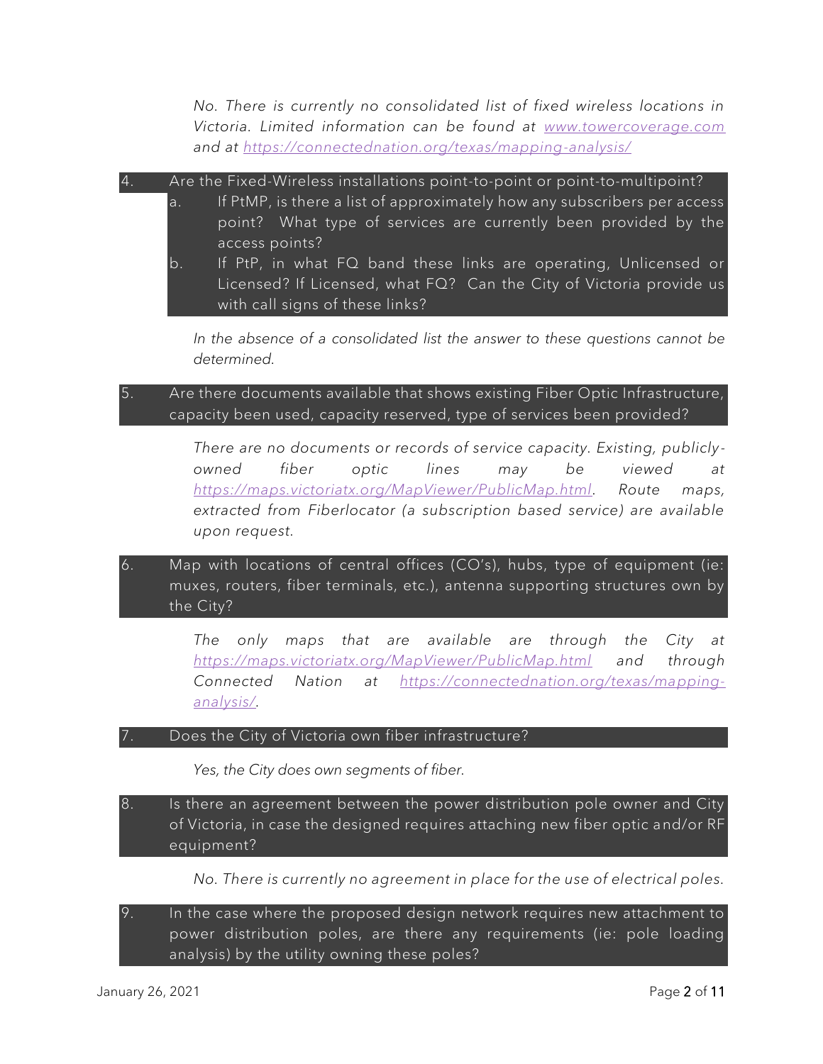*No. There is currently no consolidated list of fixed wireless locations in Victoria. Limited information can be found at [www.towercoverage.com](www.towercoverage.com) and at [https://connectednation.org/texas/mapping-analysis/](https://connectednation.org/texas/mapping-analysis/)*

4. Are the Fixed-Wireless installations point-to-point or point-to-multipoint?
   a. If PtMP, is there a list of approximately how any subscribers per access point? What type of services are currently been provided by the access points?
   b. If PtP, in what FQ band these links are operating, Unlicensed or Licensed? If Licensed, what FQ? Can the City of Victoria provide us with call signs of these links?

   *In the absence of a consolidated list the answer to these questions cannot be determined.*

5. Are there documents available that shows existing Fiber Optic Infrastructure, capacity been used, capacity reserved, type of services been provided?

   *There are no documents or records of service capacity. Existing, publicly-owned fiber optic lines may be viewed at [https://maps.victoriatx.org/MapViewer/PublicMap.html](https://maps.victoriatx.org/MapViewer/PublicMap.html). Route maps, extracted from Fiberlocator (a subscription based service) are available upon request.*

6. Map with locations of central offices (CO's), hubs, type of equipment (ie: muxes, routers, fiber terminals, etc.), antenna supporting structures own by the City?

   *The only maps that are available are through the City at [https://maps.victoriatx.org/MapViewer/PublicMap.html](https://maps.victoriatx.org/MapViewer/PublicMap.html) and through Connected Nation at [https://connectednation.org/texas/mapping-analysis/](https://connectednation.org/texas/mapping-analysis/).*

7. Does the City of Victoria own fiber infrastructure?

   *Yes, the City does own segments of fiber.*

8. Is there an agreement between the power distribution pole owner and City of Victoria, in case the designed requires attaching new fiber optic and/or RF equipment?

   *No. There is currently no agreement in place for the use of electrical poles.*

9. In the case where the proposed design network requires new attachment to power distribution poles, are there any requirements (ie: pole loading analysis) by the utility owning these poles?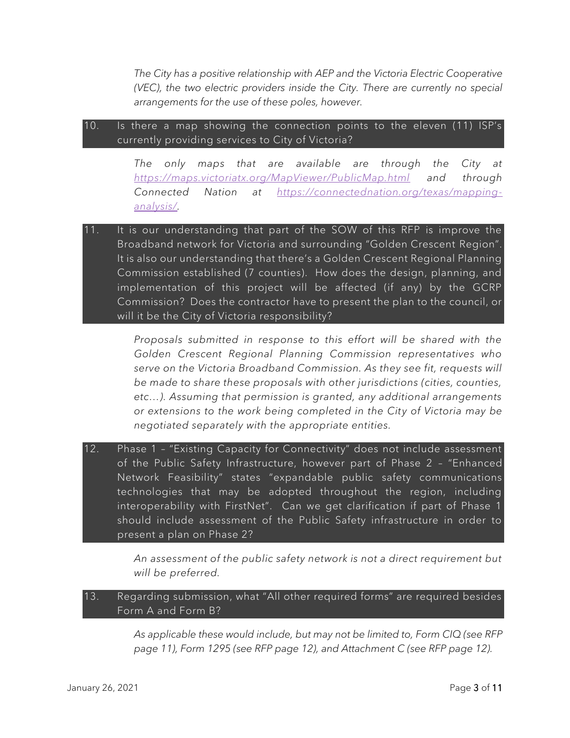*The City has a positive relationship with AEP and the Victoria Electric Cooperative (VEC), the two electric providers inside the City. There are currently no special arrangements for the use of these poles, however.*

10. Is there a map showing the connection points to the eleven (11) ISP's currently providing services to City of Victoria?

*The only maps that are available are through the City at [https://maps.victoriatx.org/MapViewer/PublicMap.html](https://maps.victoriatx.org/MapViewer/PublicMap.html) and through Connected Nation at [https://connectednation.org/texas/mapping-analysis/](https://connectednation.org/texas/mapping-analysis/).*

11. It is our understanding that part of the SOW of this RFP is improve the Broadband network for Victoria and surrounding "Golden Crescent Region". It is also our understanding that there's a Golden Crescent Regional Planning Commission established (7 counties). How does the design, planning, and implementation of this project will be affected (if any) by the GCRP Commission? Does the contractor have to present the plan to the council, or will it be the City of Victoria responsibility?

*Proposals submitted in response to this effort will be shared with the Golden Crescent Regional Planning Commission representatives who serve on the Victoria Broadband Commission. As they see fit, requests will be made to share these proposals with other jurisdictions (cities, counties, etc…). Assuming that permission is granted, any additional arrangements or extensions to the work being completed in the City of Victoria may be negotiated separately with the appropriate entities.*

12. Phase 1 – "Existing Capacity for Connectivity" does not include assessment of the Public Safety Infrastructure, however part of Phase 2 – "Enhanced Network Feasibility" states "expandable public safety communications technologies that may be adopted throughout the region, including interoperability with FirstNet". Can we get clarification if part of Phase 1 should include assessment of the Public Safety infrastructure in order to present a plan on Phase 2?

*An assessment of the public safety network is not a direct requirement but will be preferred.*

13. Regarding submission, what "All other required forms" are required besides Form A and Form B?

*As applicable these would include, but may not be limited to, Form CIQ (see RFP page 11), Form 1295 (see RFP page 12), and Attachment C (see RFP page 12).*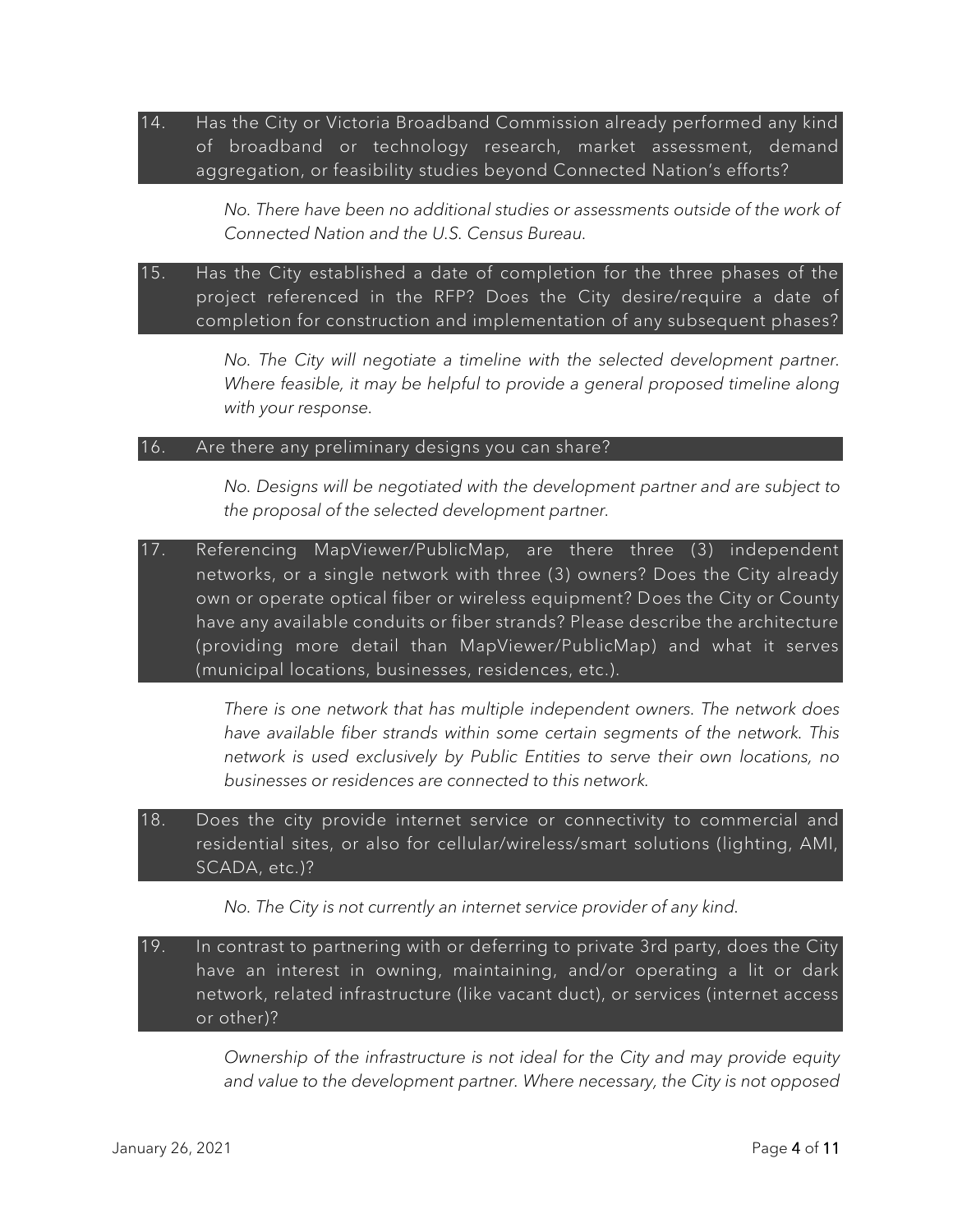14. **Has the City or Victoria Broadband Commission already performed any kind of broadband or technology research, market assessment, demand aggregation, or feasibility studies beyond Connected Nation's efforts?**

    *No. There have been no additional studies or assessments outside of the work of Connected Nation and the U.S. Census Bureau.*

15. **Has the City established a date of completion for the three phases of the project referenced in the RFP? Does the City desire/require a date of completion for construction and implementation of any subsequent phases?**

    *No. The City will negotiate a timeline with the selected development partner. Where feasible, it may be helpful to provide a general proposed timeline along with your response.*

16. **Are there any preliminary designs you can share?**

    *No. Designs will be negotiated with the development partner and are subject to the proposal of the selected development partner.*

17. **Referencing MapViewer/PublicMap, are there three (3) independent networks, or a single network with three (3) owners? Does the City already own or operate optical fiber or wireless equipment? Does the City or County have any available conduits or fiber strands? Please describe the architecture (providing more detail than MapViewer/PublicMap) and what it serves (municipal locations, businesses, residences, etc.).**

    *There is one network that has multiple independent owners. The network does have available fiber strands within some certain segments of the network. This network is used exclusively by Public Entities to serve their own locations, no businesses or residences are connected to this network.*

18. **Does the city provide internet service or connectivity to commercial and residential sites, or also for cellular/wireless/smart solutions (lighting, AMI, SCADA, etc.)?**

    *No. The City is not currently an internet service provider of any kind.*

19. **In contrast to partnering with or deferring to private 3rd party, does the City have an interest in owning, maintaining, and/or operating a lit or dark network, related infrastructure (like vacant duct), or services (internet access or other)?**

    *Ownership of the infrastructure is not ideal for the City and may provide equity and value to the development partner. Where necessary, the City is not opposed*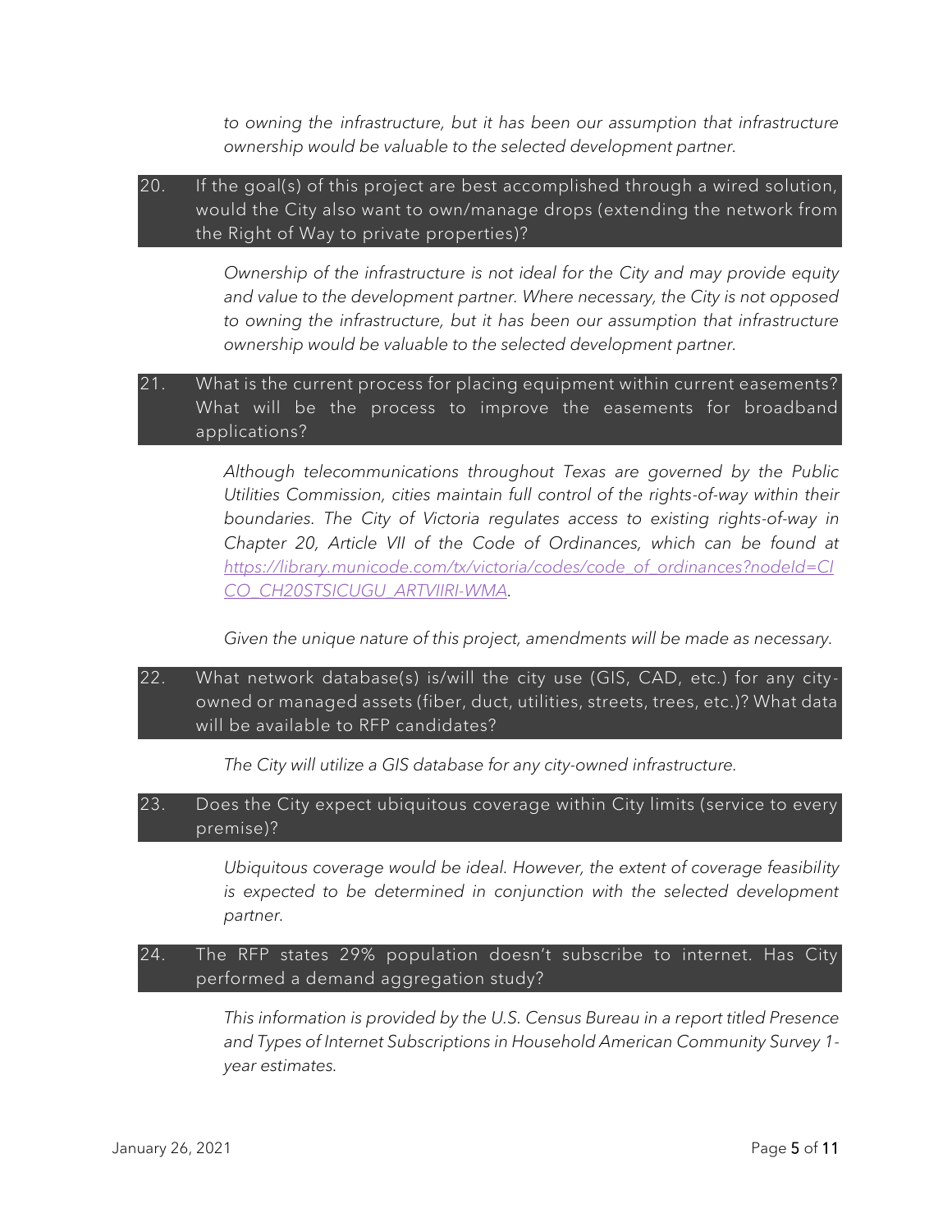*to owning the infrastructure, but it has been our assumption that infrastructure ownership would be valuable to the selected development partner.*

**20. If the goal(s) of this project are best accomplished through a wired solution, would the City also want to own/manage drops (extending the network from the Right of Way to private properties)?**

*Ownership of the infrastructure is not ideal for the City and may provide equity and value to the development partner. Where necessary, the City is not opposed to owning the infrastructure, but it has been our assumption that infrastructure ownership would be valuable to the selected development partner.*

**21. What is the current process for placing equipment within current easements? What will be the process to improve the easements for broadband applications?**

*Although telecommunications throughout Texas are governed by the Public Utilities Commission, cities maintain full control of the rights-of-way within their boundaries. The City of Victoria regulates access to existing rights-of-way in Chapter 20, Article VII of the Code of Ordinances, which can be found at [https://library.municode.com/tx/victoria/codes/code_of_ordinances?nodeId=CICO_CH20STSICUGU_ARTVIIRI-WMA](https://library.municode.com/tx/victoria/codes/code_of_ordinances?nodeId=CICO_CH20STSICUGU_ARTVIIRI-WMA).*

*Given the unique nature of this project, amendments will be made as necessary.*

**22. What network database(s) is/will the city use (GIS, CAD, etc.) for any city-owned or managed assets (fiber, duct, utilities, streets, trees, etc.)? What data will be available to RFP candidates?**

*The City will utilize a GIS database for any city-owned infrastructure.*

**23. Does the City expect ubiquitous coverage within City limits (service to every premise)?**

*Ubiquitous coverage would be ideal. However, the extent of coverage feasibility is expected to be determined in conjunction with the selected development partner.*

**24. The RFP states 29% population doesn't subscribe to internet. Has City performed a demand aggregation study?**

*This information is provided by the U.S. Census Bureau in a report titled Presence and Types of Internet Subscriptions in Household American Community Survey 1-year estimates.*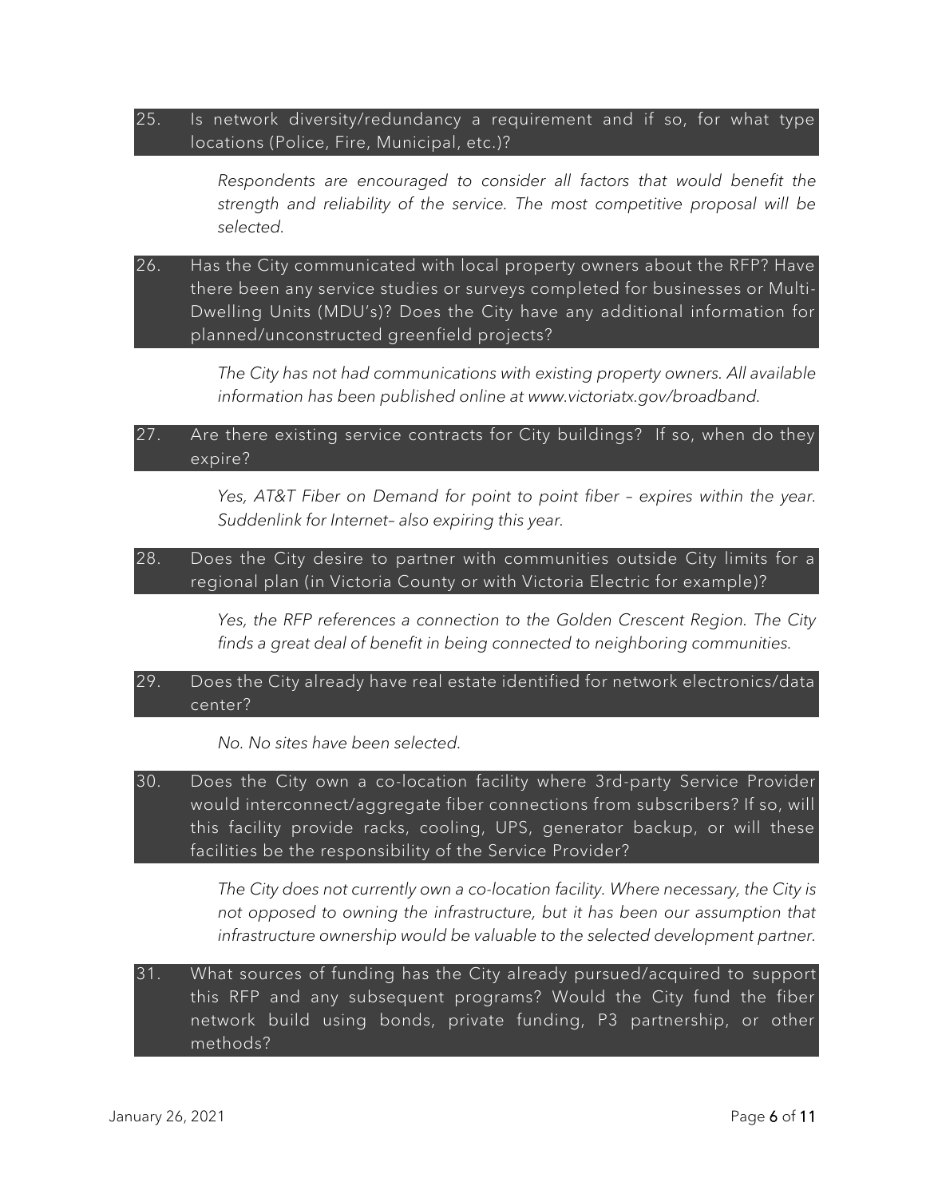**25. Is network diversity/redundancy a requirement and if so, for what type locations (Police, Fire, Municipal, etc.)?**

*Respondents are encouraged to consider all factors that would benefit the strength and reliability of the service. The most competitive proposal will be selected.*

**26. Has the City communicated with local property owners about the RFP? Have there been any service studies or surveys completed for businesses or Multi-Dwelling Units (MDU's)? Does the City have any additional information for planned/unconstructed greenfield projects?**

*The City has not had communications with existing property owners. All available information has been published online at www.victoriatx.gov/broadband.*

**27. Are there existing service contracts for City buildings? If so, when do they expire?**

*Yes, AT&T Fiber on Demand for point to point fiber – expires within the year. Suddenlink for Internet– also expiring this year.*

**28. Does the City desire to partner with communities outside City limits for a regional plan (in Victoria County or with Victoria Electric for example)?**

*Yes, the RFP references a connection to the Golden Crescent Region. The City finds a great deal of benefit in being connected to neighboring communities.*

**29. Does the City already have real estate identified for network electronics/data center?**

*No. No sites have been selected.*

**30. Does the City own a co-location facility where 3rd-party Service Provider would interconnect/aggregate fiber connections from subscribers? If so, will this facility provide racks, cooling, UPS, generator backup, or will these facilities be the responsibility of the Service Provider?**

*The City does not currently own a co-location facility. Where necessary, the City is not opposed to owning the infrastructure, but it has been our assumption that infrastructure ownership would be valuable to the selected development partner.*

**31. What sources of funding has the City already pursued/acquired to support this RFP and any subsequent programs? Would the City fund the fiber network build using bonds, private funding, P3 partnership, or other methods?**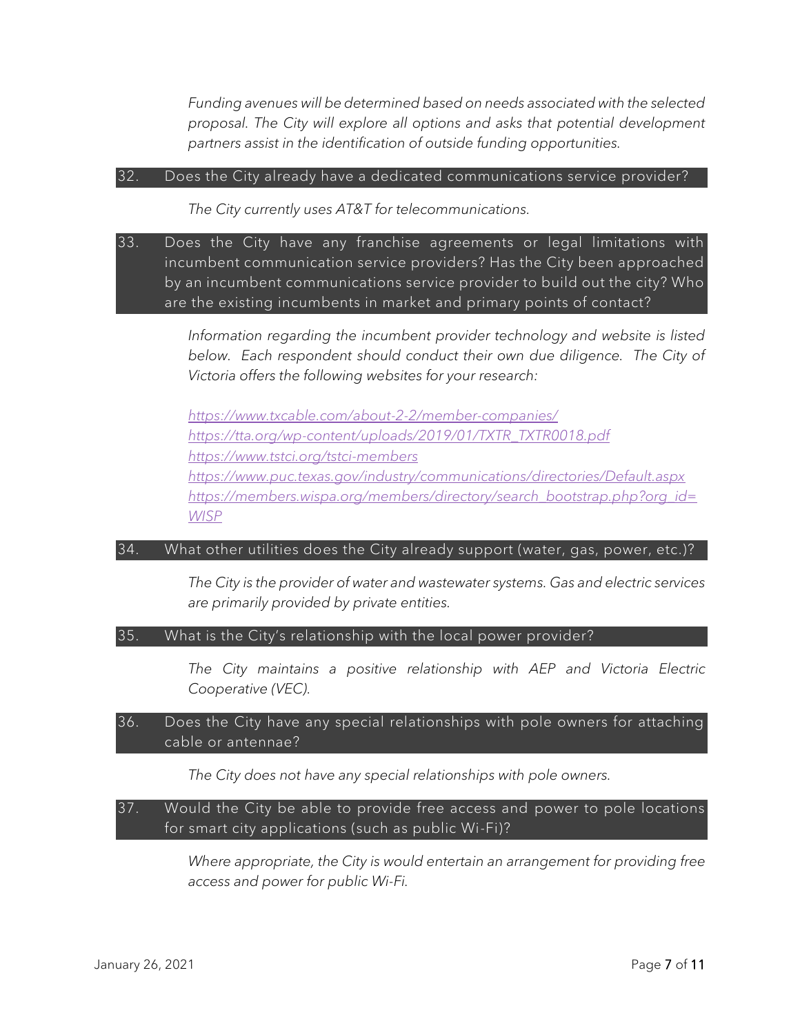*Funding avenues will be determined based on needs associated with the selected proposal. The City will explore all options and asks that potential development partners assist in the identification of outside funding opportunities.*

**32. Does the City already have a dedicated communications service provider?**

*The City currently uses AT&T for telecommunications.*

**33. Does the City have any franchise agreements or legal limitations with incumbent communication service providers? Has the City been approached by an incumbent communications service provider to build out the city? Who are the existing incumbents in market and primary points of contact?**

*Information regarding the incumbent provider technology and website is listed below. Each respondent should conduct their own due diligence. The City of Victoria offers the following websites for your research:*

*https://www.txcable.com/about-2-2/member-companies/*
*https://tta.org/wp-content/uploads/2019/01/TXTR_TXTR0018.pdf*
*https://www.tstci.org/tstci-members*
*https://www.puc.texas.gov/industry/communications/directories/Default.aspx*
*https://members.wispa.org/members/directory/search_bootstrap.php?org_id=WISP*

**34. What other utilities does the City already support (water, gas, power, etc.)?**

*The City is the provider of water and wastewater systems. Gas and electric services are primarily provided by private entities.*

**35. What is the City's relationship with the local power provider?**

*The City maintains a positive relationship with AEP and Victoria Electric Cooperative (VEC).*

**36. Does the City have any special relationships with pole owners for attaching cable or antennae?**

*The City does not have any special relationships with pole owners.*

**37. Would the City be able to provide free access and power to pole locations for smart city applications (such as public Wi-Fi)?**

*Where appropriate, the City is would entertain an arrangement for providing free access and power for public Wi-Fi.*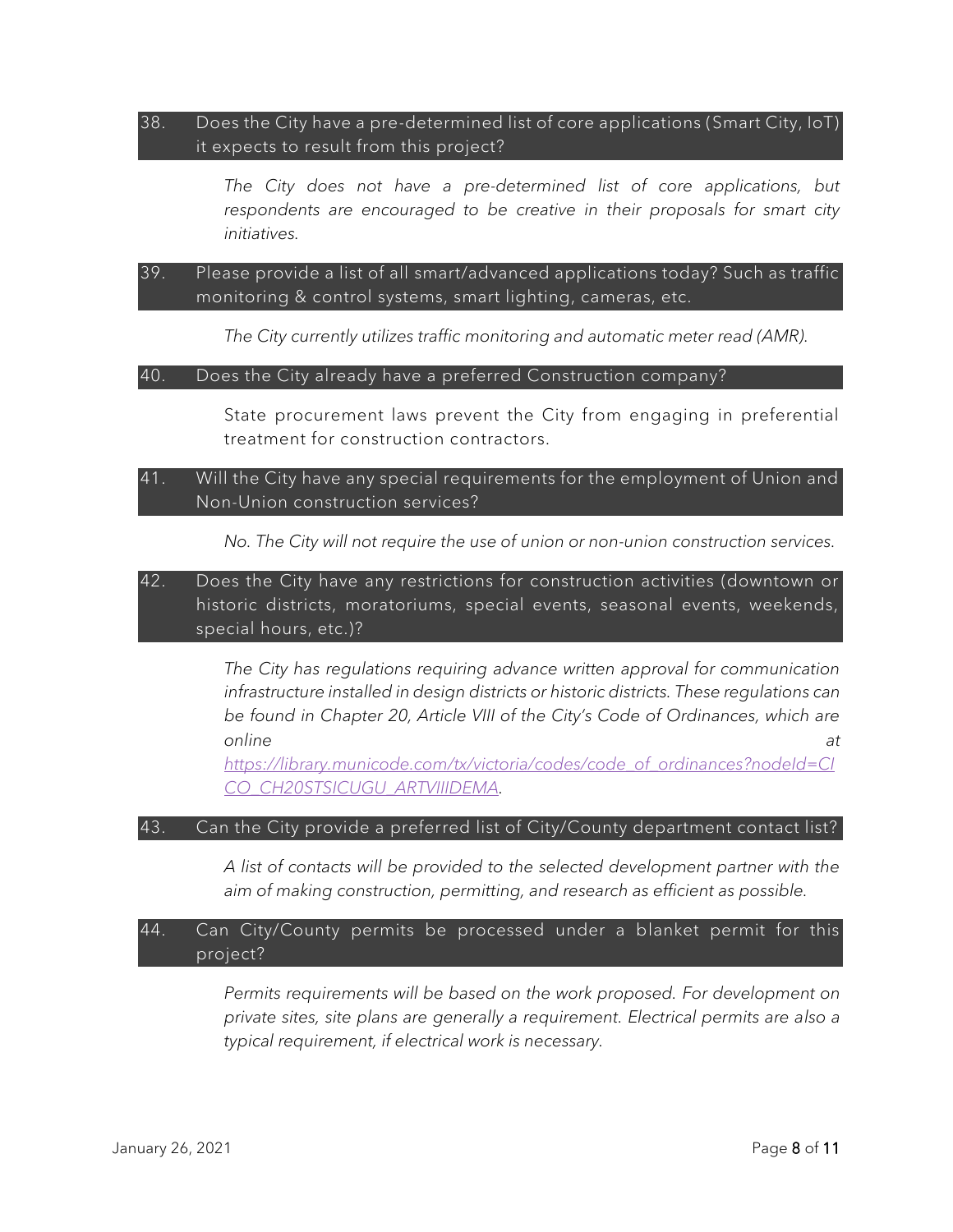38. Does the City have a pre-determined list of core applications (Smart City, IoT) it expects to result from this project?

*The City does not have a pre-determined list of core applications, but respondents are encouraged to be creative in their proposals for smart city initiatives.*

39. Please provide a list of all smart/advanced applications today? Such as traffic monitoring & control systems, smart lighting, cameras, etc.

*The City currently utilizes traffic monitoring and automatic meter read (AMR).*

40. Does the City already have a preferred Construction company?

State procurement laws prevent the City from engaging in preferential treatment for construction contractors.

41. Will the City have any special requirements for the employment of Union and Non-Union construction services?

*No. The City will not require the use of union or non-union construction services.*

42. Does the City have any restrictions for construction activities (downtown or historic districts, moratoriums, special events, seasonal events, weekends, special hours, etc.)?

*The City has regulations requiring advance written approval for communication infrastructure installed in design districts or historic districts. These regulations can be found in Chapter 20, Article VIII of the City's Code of Ordinances, which are online at [https://library.municode.com/tx/victoria/codes/code_of_ordinances?nodeId=CICO_CH20STSICUGU_ARTVIIIDEMA](https://library.municode.com/tx/victoria/codes/code_of_ordinances?nodeId=CICO_CH20STSICUGU_ARTVIIIDEMA).*

43. Can the City provide a preferred list of City/County department contact list?

*A list of contacts will be provided to the selected development partner with the aim of making construction, permitting, and research as efficient as possible.*

44. Can City/County permits be processed under a blanket permit for this project?

*Permits requirements will be based on the work proposed. For development on private sites, site plans are generally a requirement. Electrical permits are also a typical requirement, if electrical work is necessary.*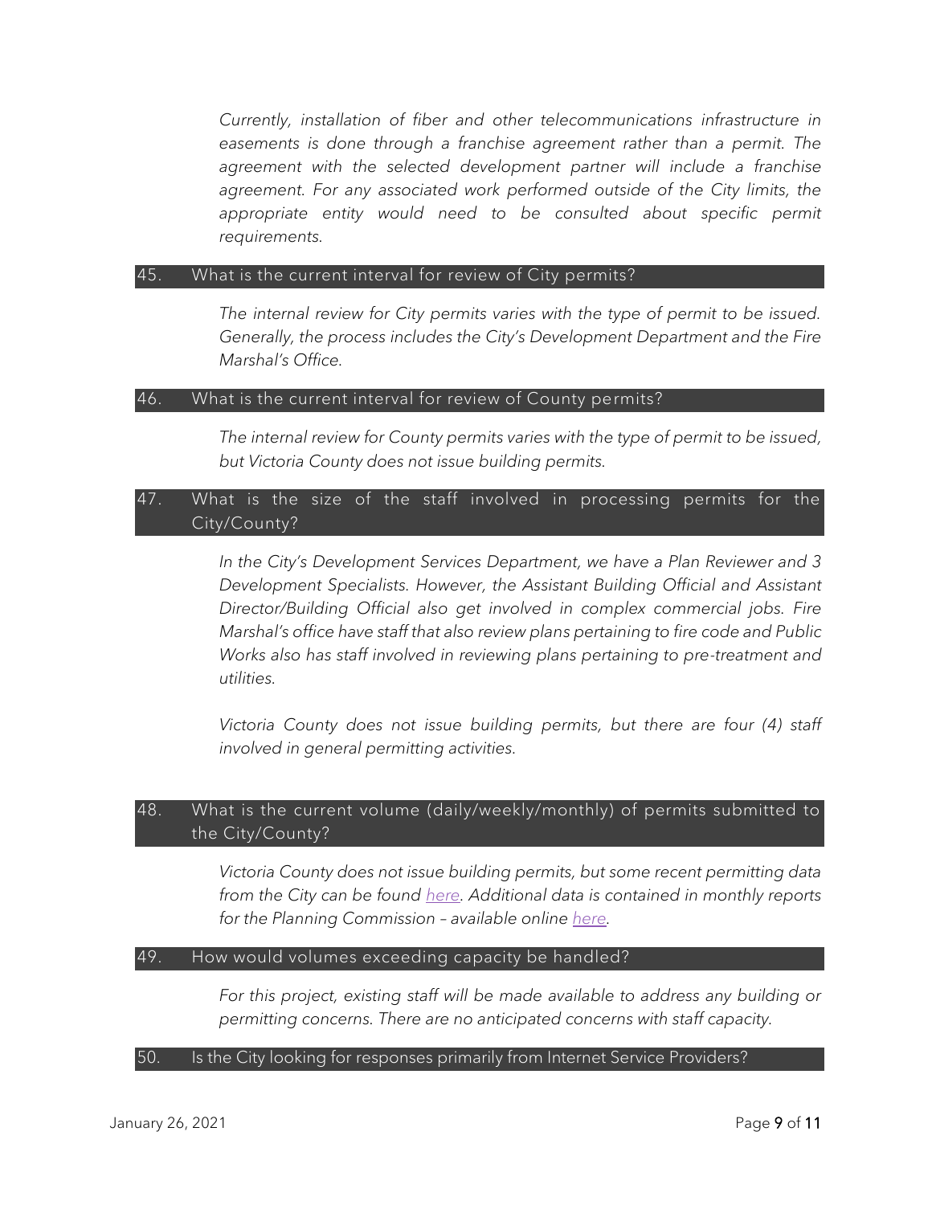*Currently, installation of fiber and other telecommunications infrastructure in easements is done through a franchise agreement rather than a permit. The agreement with the selected development partner will include a franchise agreement. For any associated work performed outside of the City limits, the appropriate entity would need to be consulted about specific permit requirements.*

### 45. What is the current interval for review of City permits?

*The internal review for City permits varies with the type of permit to be issued. Generally, the process includes the City's Development Department and the Fire Marshal's Office.*

### 46. What is the current interval for review of County permits?

*The internal review for County permits varies with the type of permit to be issued, but Victoria County does not issue building permits.*

### 47. What is the size of the staff involved in processing permits for the City/County?

*In the City's Development Services Department, we have a Plan Reviewer and 3 Development Specialists. However, the Assistant Building Official and Assistant Director/Building Official also get involved in complex commercial jobs. Fire Marshal's office have staff that also review plans pertaining to fire code and Public Works also has staff involved in reviewing plans pertaining to pre-treatment and utilities.*

*Victoria County does not issue building permits, but there are four (4) staff involved in general permitting activities.*

### 48. What is the current volume (daily/weekly/monthly) of permits submitted to the City/County?

*Victoria County does not issue building permits, but some recent permitting data from the City can be found here. Additional data is contained in monthly reports for the Planning Commission – available online here.*

### 49. How would volumes exceeding capacity be handled?

*For this project, existing staff will be made available to address any building or permitting concerns. There are no anticipated concerns with staff capacity.*

### 50. Is the City looking for responses primarily from Internet Service Providers?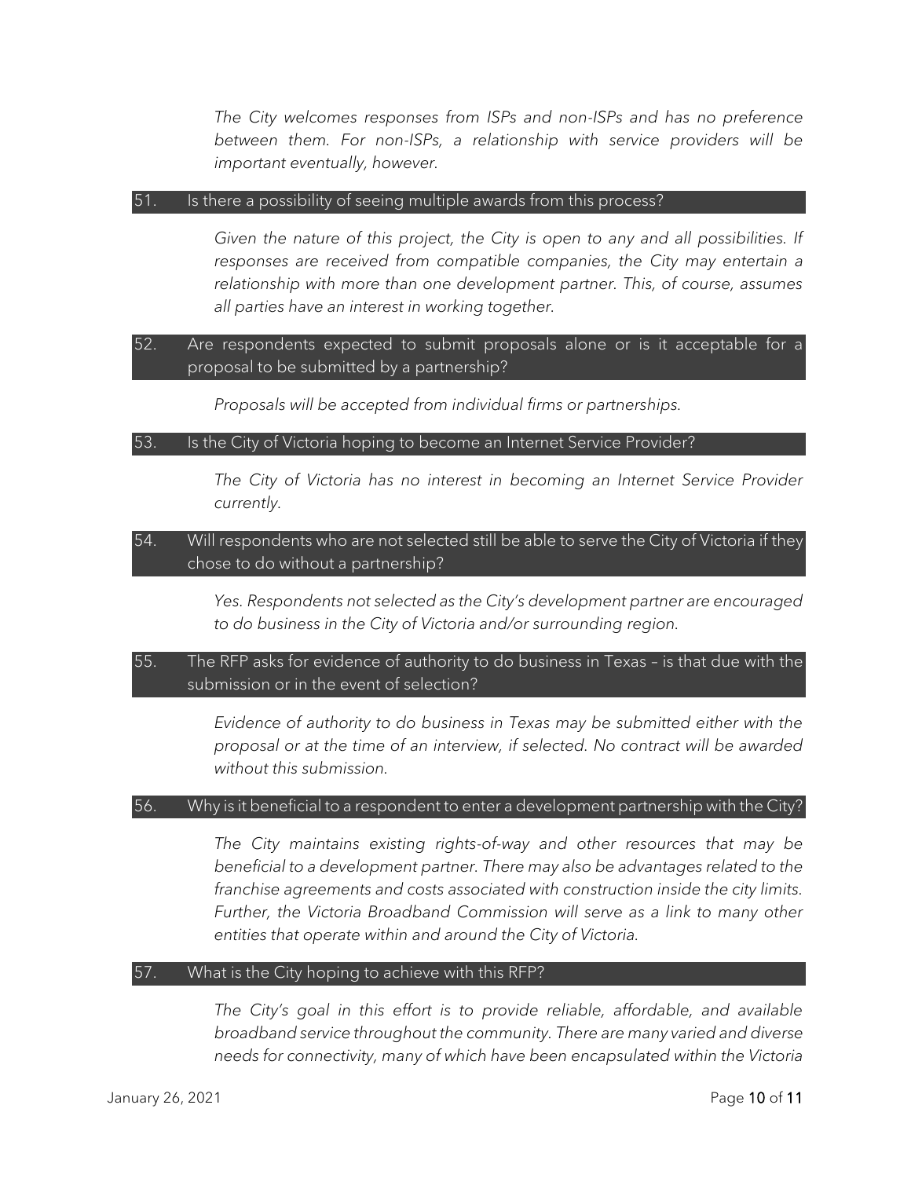*The City welcomes responses from ISPs and non-ISPs and has no preference between them. For non-ISPs, a relationship with service providers will be important eventually, however.*

**51. Is there a possibility of seeing multiple awards from this process?**

*Given the nature of this project, the City is open to any and all possibilities. If responses are received from compatible companies, the City may entertain a relationship with more than one development partner. This, of course, assumes all parties have an interest in working together.*

**52. Are respondents expected to submit proposals alone or is it acceptable for a proposal to be submitted by a partnership?**

*Proposals will be accepted from individual firms or partnerships.*

**53. Is the City of Victoria hoping to become an Internet Service Provider?**

*The City of Victoria has no interest in becoming an Internet Service Provider currently.*

**54. Will respondents who are not selected still be able to serve the City of Victoria if they chose to do without a partnership?**

*Yes. Respondents not selected as the City's development partner are encouraged to do business in the City of Victoria and/or surrounding region.*

**55. The RFP asks for evidence of authority to do business in Texas – is that due with the submission or in the event of selection?**

*Evidence of authority to do business in Texas may be submitted either with the proposal or at the time of an interview, if selected. No contract will be awarded without this submission.*

**56. Why is it beneficial to a respondent to enter a development partnership with the City?**

*The City maintains existing rights-of-way and other resources that may be beneficial to a development partner. There may also be advantages related to the franchise agreements and costs associated with construction inside the city limits. Further, the Victoria Broadband Commission will serve as a link to many other entities that operate within and around the City of Victoria.*

**57. What is the City hoping to achieve with this RFP?**

*The City's goal in this effort is to provide reliable, affordable, and available broadband service throughout the community. There are many varied and diverse needs for connectivity, many of which have been encapsulated within the Victoria*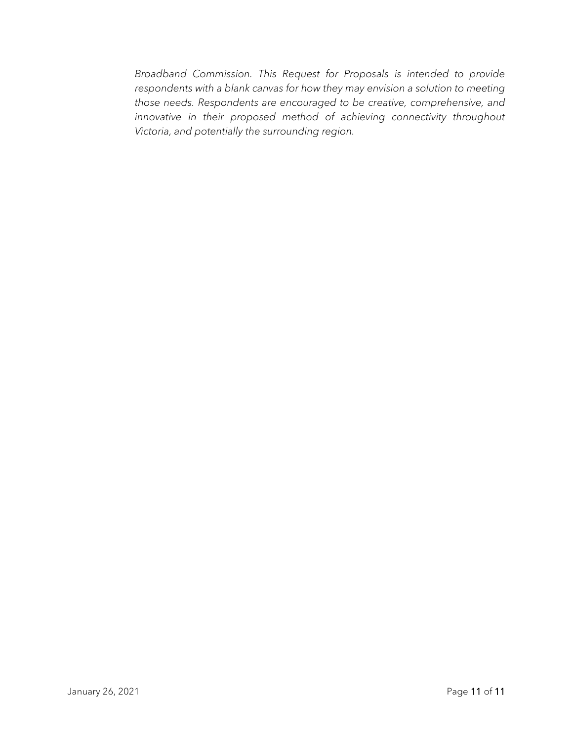*Broadband Commission. This Request for Proposals is intended to provide respondents with a blank canvas for how they may envision a solution to meeting those needs. Respondents are encouraged to be creative, comprehensive, and innovative in their proposed method of achieving connectivity throughout Victoria, and potentially the surrounding region.*